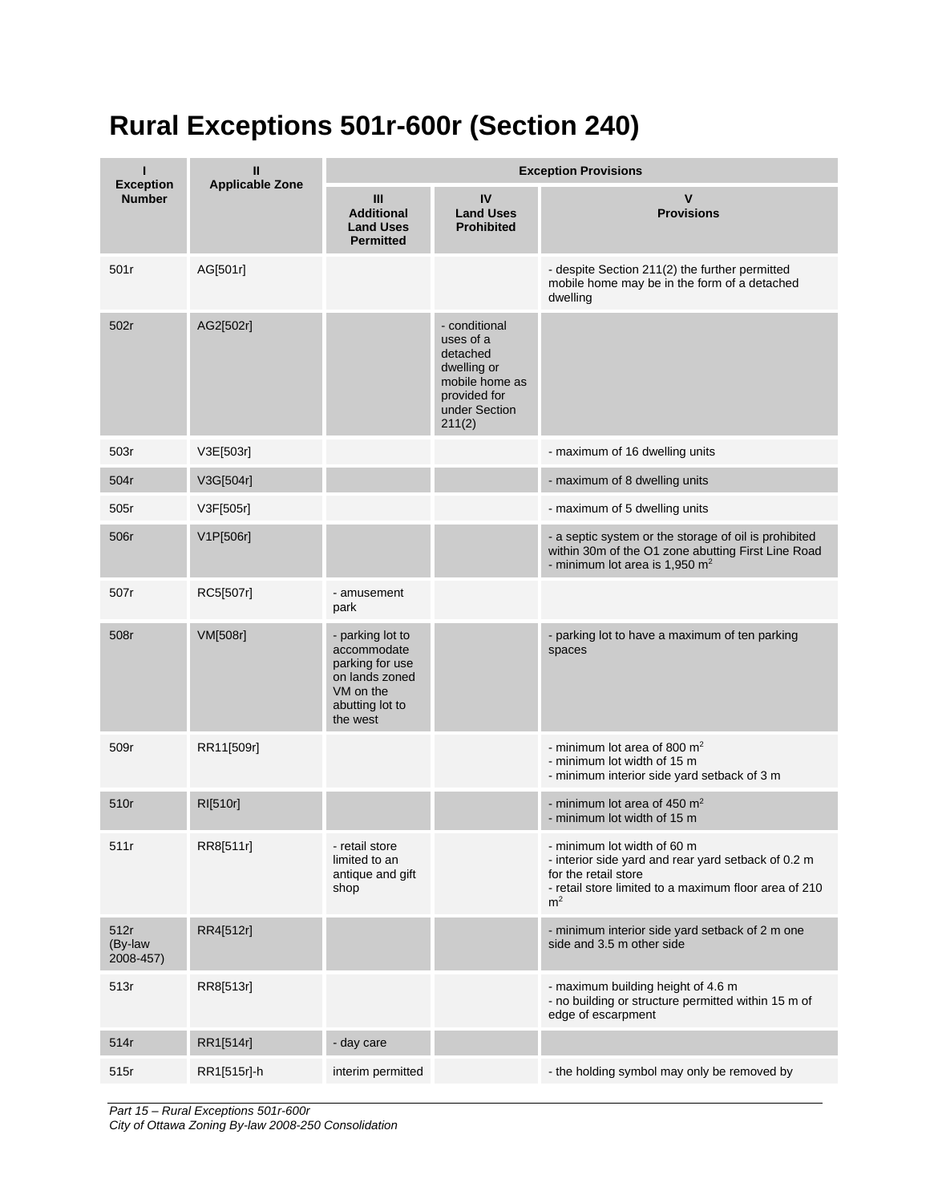# Rural Exceptions 501r-600r (Section 240)

| I<br>Exception Number | II<br>Applicable Zone | Exception Provisions | | |
|---|---|---|---|---|
| | | III<br>Additional Land Uses Permitted | IV<br>Land Uses Prohibited | V<br>Provisions |
| 501r | AG[501r] | | | - despite Section 211(2) the further permitted mobile home may be in the form of a detached dwelling |
| 502r | AG2[502r] | | - conditional uses of a detached dwelling or mobile home as provided for under Section 211(2) | |
| 503r | V3E[503r] | | | - maximum of 16 dwelling units |
| 504r | V3G[504r] | | | - maximum of 8 dwelling units |
| 505r | V3F[505r] | | | - maximum of 5 dwelling units |
| 506r | V1P[506r] | | | - a septic system or the storage of oil is prohibited within 30m of the O1 zone abutting First Line Road<br>- minimum lot area is 1,950 $m^2$ |
| 507r | RC5[507r] | - amusement park | | |
| 508r | VM[508r] | - parking lot to accommodate parking for use on lands zoned VM on the abutting lot to the west | | - parking lot to have a maximum of ten parking spaces |
| 509r | RR11[509r] | | | - minimum lot area of 800 $m^2$<br>- minimum lot width of 15 m<br>- minimum interior side yard setback of 3 m |
| 510r | RI[510r] | | | - minimum lot area of 450 $m^2$<br>- minimum lot width of 15 m |
| 511r | RR8[511r] | - retail store limited to an antique and gift shop | | - minimum lot width of 60 m<br>- interior side yard and rear yard setback of 0.2 m for the retail store<br>- retail store limited to a maximum floor area of 210 $m^2$ |
| 512r (By-law 2008-457) | RR4[512r] | | | - minimum interior side yard setback of 2 m one side and 3.5 m other side |
| 513r | RR8[513r] | | | - maximum building height of 4.6 m<br>- no building or structure permitted within 15 m of edge of escarpment |
| 514r | RR1[514r] | - day care | | |
| 515r | RR1[515r]-h | interim permitted | | - the holding symbol may only be removed by |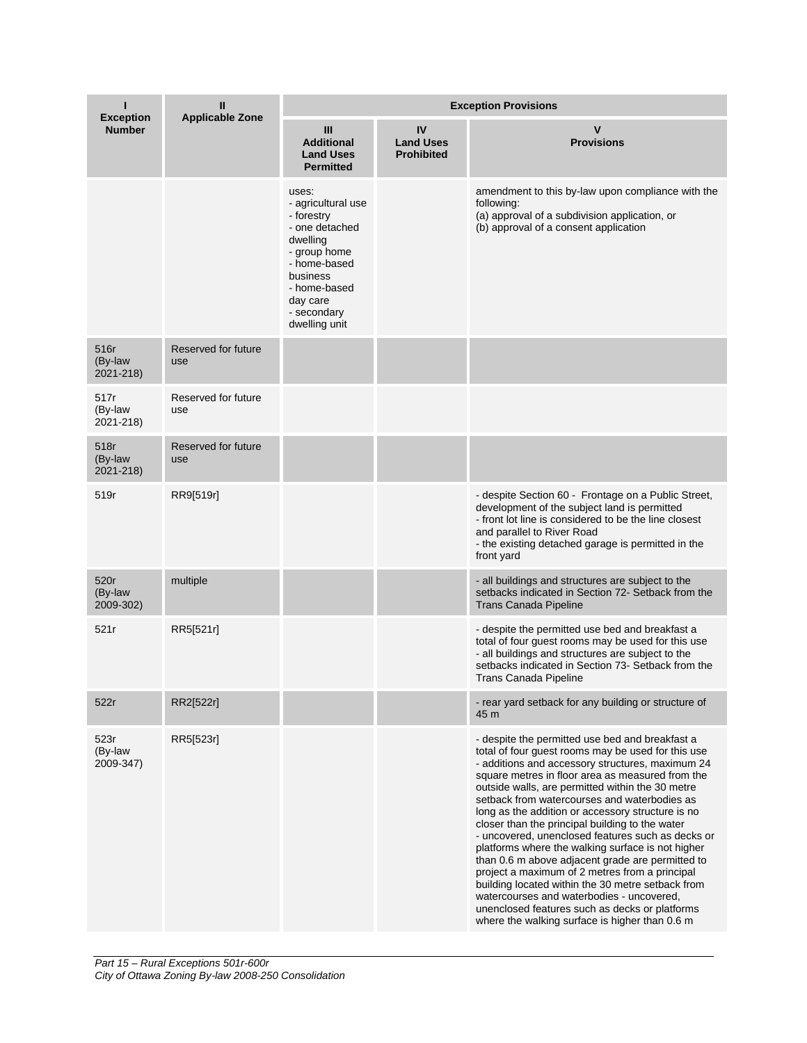| I<br>Exception Number | II<br>Applicable Zone | Exception Provisions | | |
|---|---|---|---|---|
| | | III<br>Additional Land Uses Permitted | IV<br>Land Uses Prohibited | V<br>Provisions |
| | | uses:<br>- agricultural use<br>- forestry<br>- one detached dwelling<br>- group home<br>- home-based business<br>- home-based day care<br>- secondary dwelling unit | | amendment to this by-law upon compliance with the following:<br>(a) approval of a subdivision application, or<br>(b) approval of a consent application |
| 516r (By-law 2021-218) | Reserved for future use | | | |
| 517r (By-law 2021-218) | Reserved for future use | | | |
| 518r (By-law 2021-218) | Reserved for future use | | | |
| 519r | RR9[519r] | | | - despite Section 60 - Frontage on a Public Street, development of the subject land is permitted<br>- front lot line is considered to be the line closest and parallel to River Road<br>- the existing detached garage is permitted in the front yard |
| 520r (By-law 2009-302) | multiple | | | - all buildings and structures are subject to the setbacks indicated in Section 72- Setback from the Trans Canada Pipeline |
| 521r | RR5[521r] | | | - despite the permitted use bed and breakfast a total of four guest rooms may be used for this use<br>- all buildings and structures are subject to the setbacks indicated in Section 73- Setback from the Trans Canada Pipeline |
| 522r | RR2[522r] | | | - rear yard setback for any building or structure of 45 m |
| 523r (By-law 2009-347) | RR5[523r] | | | - despite the permitted use bed and breakfast a total of four guest rooms may be used for this use<br>- additions and accessory structures, maximum 24 square metres in floor area as measured from the outside walls, are permitted within the 30 metre setback from watercourses and waterbodies as long as the addition or accessory structure is no closer than the principal building to the water<br>- uncovered, unenclosed features such as decks or platforms where the walking surface is not higher than 0.6 m above adjacent grade are permitted to project a maximum of 2 metres from a principal building located within the 30 metre setback from watercourses and waterbodies - uncovered, unenclosed features such as decks or platforms where the walking surface is higher than 0.6 m |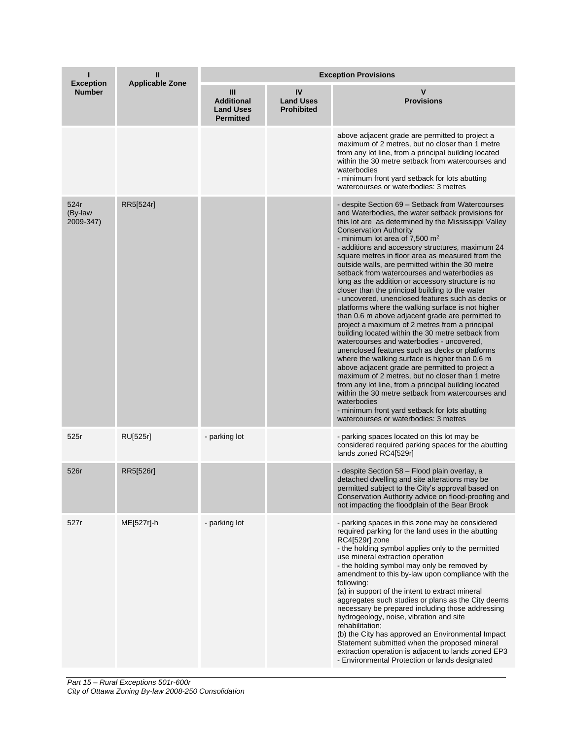| I<br>Exception Number | II<br>Applicable Zone | Exception Provisions | | |
|---|---|---|---|---|
| | | III<br>Additional Land Uses Permitted | IV<br>Land Uses Prohibited | V<br>Provisions |
| | | | | above adjacent grade are permitted to project a maximum of 2 metres, but no closer than 1 metre from any lot line, from a principal building located within the 30 metre setback from watercourses and waterbodies<br>- minimum front yard setback for lots abutting watercourses or waterbodies: 3 metres |
| 524r (By-law 2009-347) | RR5[524r] | | | - despite Section 69 – Setback from Watercourses and Waterbodies, the water setback provisions for this lot are as determined by the Mississippi Valley Conservation Authority<br>- minimum lot area of 7,500 $m^2$<br>- additions and accessory structures, maximum 24 square metres in floor area as measured from the outside walls, are permitted within the 30 metre setback from watercourses and waterbodies as long as the addition or accessory structure is no closer than the principal building to the water<br>- uncovered, unenclosed features such as decks or platforms where the walking surface is not higher than 0.6 m above adjacent grade are permitted to project a maximum of 2 metres from a principal building located within the 30 metre setback from watercourses and waterbodies - uncovered, unenclosed features such as decks or platforms where the walking surface is higher than 0.6 m above adjacent grade are permitted to project a maximum of 2 metres, but no closer than 1 metre from any lot line, from a principal building located within the 30 metre setback from watercourses and waterbodies<br>- minimum front yard setback for lots abutting watercourses or waterbodies: 3 metres |
| 525r | RU[525r] | - parking lot | | - parking spaces located on this lot may be considered required parking spaces for the abutting lands zoned RC4[529r] |
| 526r | RR5[526r] | | | - despite Section 58 – Flood plain overlay, a detached dwelling and site alterations may be permitted subject to the City's approval based on Conservation Authority advice on flood-proofing and not impacting the floodplain of the Bear Brook |
| 527r | ME[527r]-h | - parking lot | | - parking spaces in this zone may be considered required parking for the land uses in the abutting RC4[529r] zone<br>- the holding symbol applies only to the permitted use mineral extraction operation<br>- the holding symbol may only be removed by amendment to this by-law upon compliance with the following:<br>(a) in support of the intent to extract mineral aggregates such studies or plans as the City deems necessary be prepared including those addressing hydrogeology, noise, vibration and site rehabilitation;<br>(b) the City has approved an Environmental Impact Statement submitted when the proposed mineral extraction operation is adjacent to lands zoned EP3 - Environmental Protection or lands designated |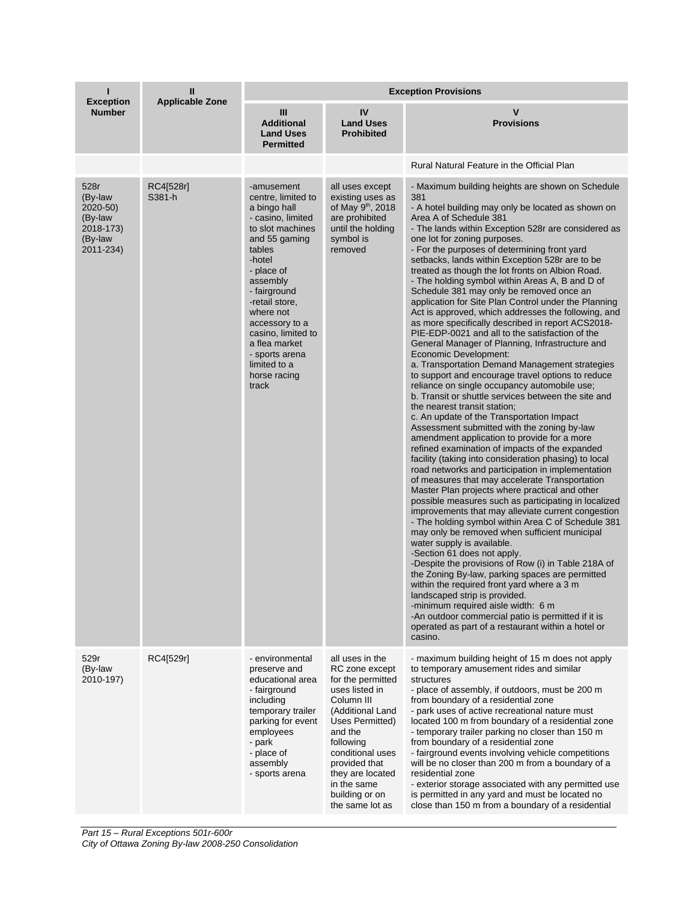| I<br>Exception Number | II<br>Applicable Zone | Exception Provisions | | |
|---|---|---|---|---|
| | | III<br>Additional Land Uses Permitted | IV<br>Land Uses Prohibited | V<br>Provisions |
| | | | | Rural Natural Feature in the Official Plan |
| 528r<br>(By-law 2020-50)<br>(By-law 2018-173)<br>(By-law 2011-234) | RC4[528r] S381-h | -amusement centre, limited to a bingo hall<br>- casino, limited to slot machines and 55 gaming tables<br>-hotel<br>- place of assembly<br>- fairground<br>-retail store, where not accessory to a casino, limited to a flea market<br>- sports arena limited to a horse racing track | all uses except existing uses as of May 9th, 2018 are prohibited until the holding symbol is removed | - Maximum building heights are shown on Schedule 381<br>- A hotel building may only be located as shown on Area A of Schedule 381<br>- The lands within Exception 528r are considered as one lot for zoning purposes.<br>- For the purposes of determining front yard setbacks, lands within Exception 528r are to be treated as though the lot fronts on Albion Road.<br>- The holding symbol within Areas A, B and D of Schedule 381 may only be removed once an application for Site Plan Control under the Planning Act is approved, which addresses the following, and as more specifically described in report ACS2018-PIE-EDP-0021 and all to the satisfaction of the General Manager of Planning, Infrastructure and Economic Development:<br>a. Transportation Demand Management strategies to support and encourage travel options to reduce reliance on single occupancy automobile use;<br>b. Transit or shuttle services between the site and the nearest transit station;<br>c. An update of the Transportation Impact Assessment submitted with the zoning by-law amendment application to provide for a more refined examination of impacts of the expanded facility (taking into consideration phasing) to local road networks and participation in implementation of measures that may accelerate Transportation Master Plan projects where practical and other possible measures such as participating in localized improvements that may alleviate current congestion<br>- The holding symbol within Area C of Schedule 381 may only be removed when sufficient municipal water supply is available.<br>-Section 61 does not apply.<br>-Despite the provisions of Row (i) in Table 218A of the Zoning By-law, parking spaces are permitted within the required front yard where a 3 m landscaped strip is provided.<br>-minimum required aisle width: 6 m<br>-An outdoor commercial patio is permitted if it is operated as part of a restaurant within a hotel or casino. |
| 529r<br>(By-law 2010-197) | RC4[529r] | - environmental preserve and educational area<br>- fairground including temporary trailer parking for event employees<br>- park<br>- place of assembly<br>- sports arena | all uses in the RC zone except for the permitted uses listed in Column III (Additional Land Uses Permitted) and the following conditional uses provided that they are located in the same building or on the same lot as | - maximum building height of 15 m does not apply to temporary amusement rides and similar structures<br>- place of assembly, if outdoors, must be 200 m from boundary of a residential zone<br>- park uses of active recreational nature must located 100 m from boundary of a residential zone<br>- temporary trailer parking no closer than 150 m from boundary of a residential zone<br>- fairground events involving vehicle competitions will be no closer than 200 m from a boundary of a residential zone<br>- exterior storage associated with any permitted use is permitted in any yard and must be located no close than 150 m from a boundary of a residential |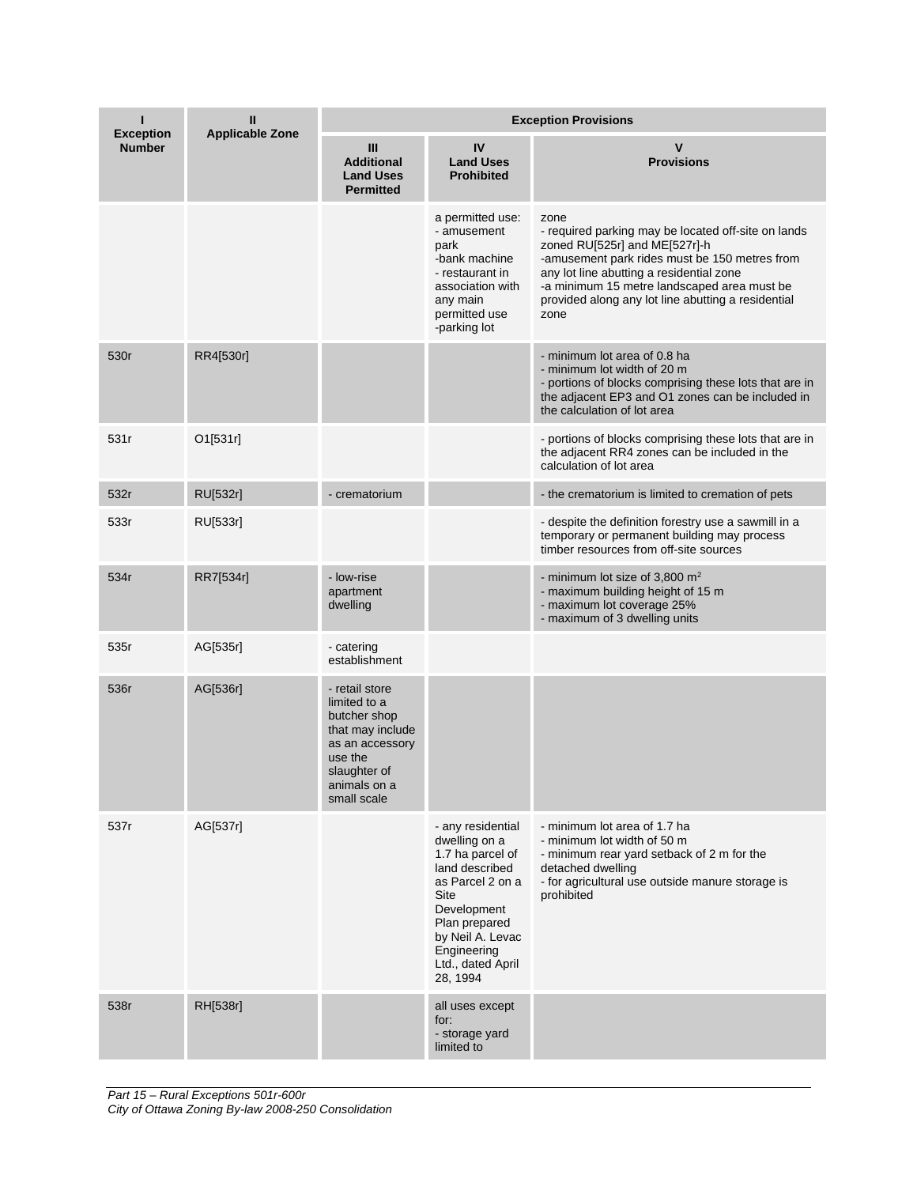| I<br>Exception Number | II<br>Applicable Zone | Exception Provisions | | |
|---|---|---|---|---|
| | | III<br>Additional Land Uses Permitted | IV<br>Land Uses Prohibited | V<br>Provisions |
| | | | a permitted use:<br>- amusement park<br>-bank machine<br>- restaurant in association with any main permitted use<br>-parking lot | zone<br>- required parking may be located off-site on lands zoned RU[525r] and ME[527r]-h<br>-amusement park rides must be 150 metres from any lot line abutting a residential zone<br>-a minimum 15 metre landscaped area must be provided along any lot line abutting a residential zone |
| 530r | RR4[530r] | | | - minimum lot area of 0.8 ha<br>- minimum lot width of 20 m<br>- portions of blocks comprising these lots that are in the adjacent EP3 and O1 zones can be included in the calculation of lot area |
| 531r | O1[531r] | | | - portions of blocks comprising these lots that are in the adjacent RR4 zones can be included in the calculation of lot area |
| 532r | RU[532r] | - crematorium | | - the crematorium is limited to cremation of pets |
| 533r | RU[533r] | | | - despite the definition forestry use a sawmill in a temporary or permanent building may process timber resources from off-site sources |
| 534r | RR7[534r] | - low-rise apartment dwelling | | - minimum lot size of 3,800 m$^2$<br>- maximum building height of 15 m<br>- maximum lot coverage 25%<br>- maximum of 3 dwelling units |
| 535r | AG[535r] | - catering establishment | | |
| 536r | AG[536r] | - retail store limited to a butcher shop that may include as an accessory use the slaughter of animals on a small scale | | |
| 537r | AG[537r] | | - any residential dwelling on a 1.7 ha parcel of land described as Parcel 2 on a Site Development Plan prepared by Neil A. Levac Engineering Ltd., dated April 28, 1994 | - minimum lot area of 1.7 ha<br>- minimum lot width of 50 m<br>- minimum rear yard setback of 2 m for the detached dwelling<br>- for agricultural use outside manure storage is prohibited |
| 538r | RH[538r] | | all uses except for:<br>- storage yard limited to | |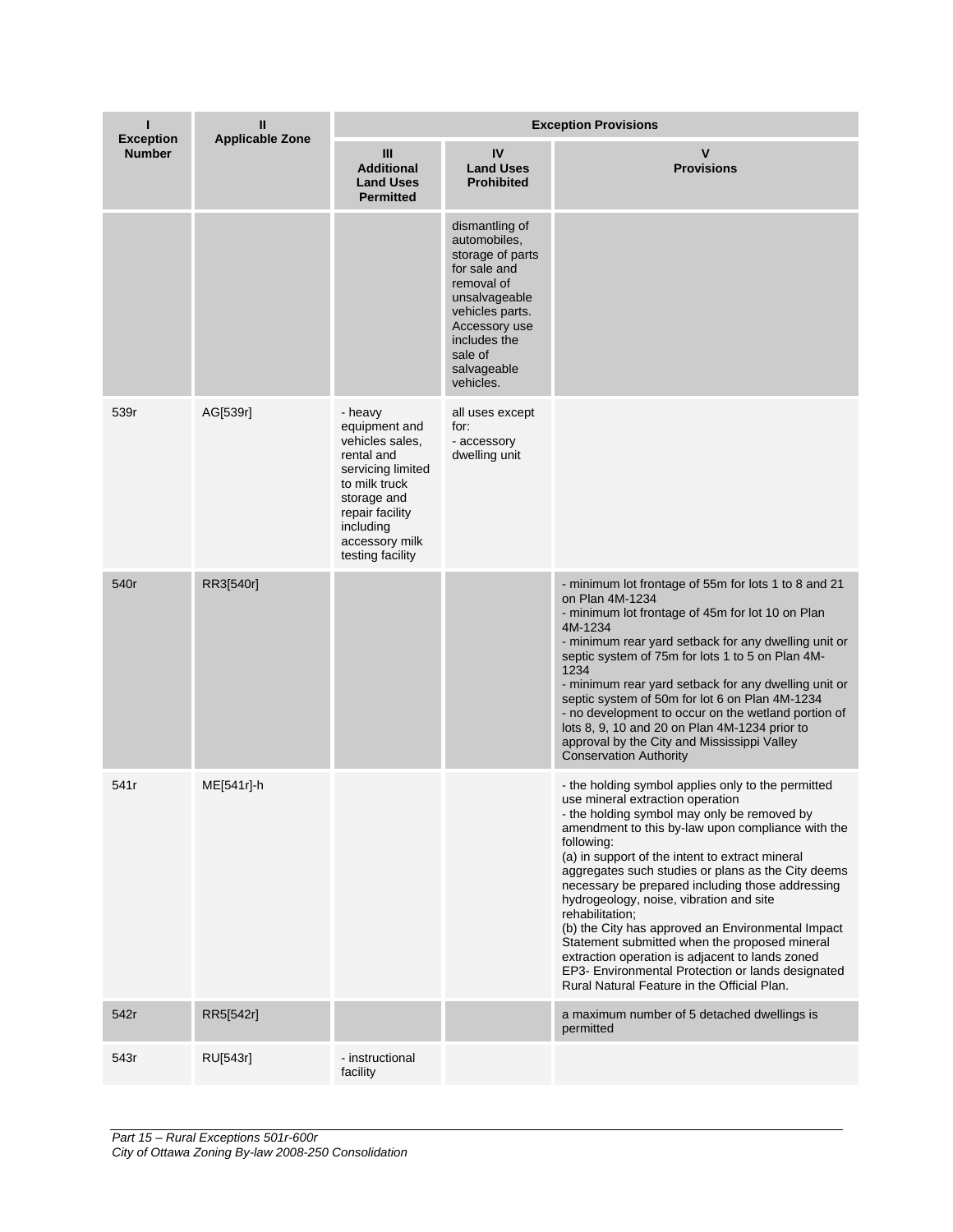| I<br>Exception Number | II<br>Applicable Zone | Exception Provisions | | |
|---|---|---|---|---|
| | | III<br>Additional Land Uses Permitted | IV<br>Land Uses Prohibited | V<br>Provisions |
| | | | dismantling of automobiles, storage of parts for sale and removal of unsalvageable vehicles parts. Accessory use includes the sale of salvageable vehicles. | |
| 539r | AG[539r] | - heavy equipment and vehicles sales, rental and servicing limited to milk truck storage and repair facility including accessory milk testing facility | all uses except for:<br>- accessory dwelling unit | |
| 540r | RR3[540r] | | | - minimum lot frontage of 55m for lots 1 to 8 and 21 on Plan 4M-1234<br>- minimum lot frontage of 45m for lot 10 on Plan 4M-1234<br>- minimum rear yard setback for any dwelling unit or septic system of 75m for lots 1 to 5 on Plan 4M-1234<br>- minimum rear yard setback for any dwelling unit or septic system of 50m for lot 6 on Plan 4M-1234<br>- no development to occur on the wetland portion of lots 8, 9, 10 and 20 on Plan 4M-1234 prior to approval by the City and Mississippi Valley Conservation Authority |
| 541r | ME[541r]-h | | | - the holding symbol applies only to the permitted use mineral extraction operation<br>- the holding symbol may only be removed by amendment to this by-law upon compliance with the following:<br>(a) in support of the intent to extract mineral aggregates such studies or plans as the City deems necessary be prepared including those addressing hydrogeology, noise, vibration and site rehabilitation;<br>(b) the City has approved an Environmental Impact Statement submitted when the proposed mineral extraction operation is adjacent to lands zoned EP3- Environmental Protection or lands designated Rural Natural Feature in the Official Plan. |
| 542r | RR5[542r] | | | a maximum number of 5 detached dwellings is permitted |
| 543r | RU[543r] | - instructional facility | | |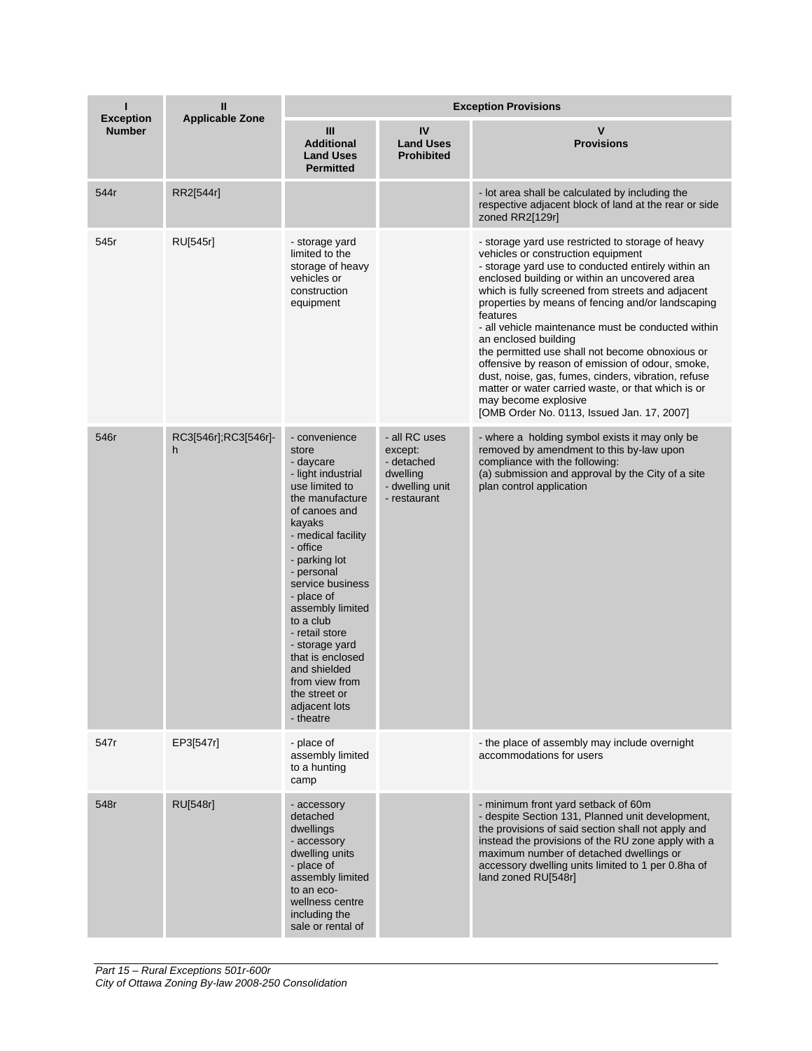| I<br>Exception Number | II<br>Applicable Zone | Exception Provisions | | |
|---|---|---|---|---|
| | | III<br>Additional Land Uses Permitted | IV<br>Land Uses Prohibited | V<br>Provisions |
| 544r | RR2[544r] | | | - lot area shall be calculated by including the respective adjacent block of land at the rear or side zoned RR2[129r] |
| 545r | RU[545r] | - storage yard limited to the storage of heavy vehicles or construction equipment | | - storage yard use restricted to storage of heavy vehicles or construction equipment<br>- storage yard use to conducted entirely within an enclosed building or within an uncovered area which is fully screened from streets and adjacent properties by means of fencing and/or landscaping features<br>- all vehicle maintenance must be conducted within an enclosed building<br>the permitted use shall not become obnoxious or offensive by reason of emission of odour, smoke, dust, noise, gas, fumes, cinders, vibration, refuse matter or water carried waste, or that which is or may become explosive<br>[OMB Order No. 0113, Issued Jan. 17, 2007] |
| 546r | RC3[546r];RC3[546r]-h | - convenience store<br>- daycare<br>- light industrial use limited to the manufacture of canoes and kayaks<br>- medical facility<br>- office<br>- parking lot<br>- personal service business<br>- place of assembly limited to a club<br>- retail store<br>- storage yard that is enclosed and shielded from view from the street or adjacent lots<br>- theatre | - all RC uses except:<br>- detached dwelling<br>- dwelling unit<br>- restaurant | - where a holding symbol exists it may only be removed by amendment to this by-law upon compliance with the following:<br>(a) submission and approval by the City of a site plan control application |
| 547r | EP3[547r] | - place of assembly limited to a hunting camp | | - the place of assembly may include overnight accommodations for users |
| 548r | RU[548r] | - accessory detached dwellings<br>- accessory dwelling units<br>- place of assembly limited to an eco-wellness centre including the sale or rental of | | - minimum front yard setback of 60m<br>- despite Section 131, Planned unit development, the provisions of said section shall not apply and instead the provisions of the RU zone apply with a maximum number of detached dwellings or accessory dwelling units limited to 1 per 0.8ha of land zoned RU[548r] |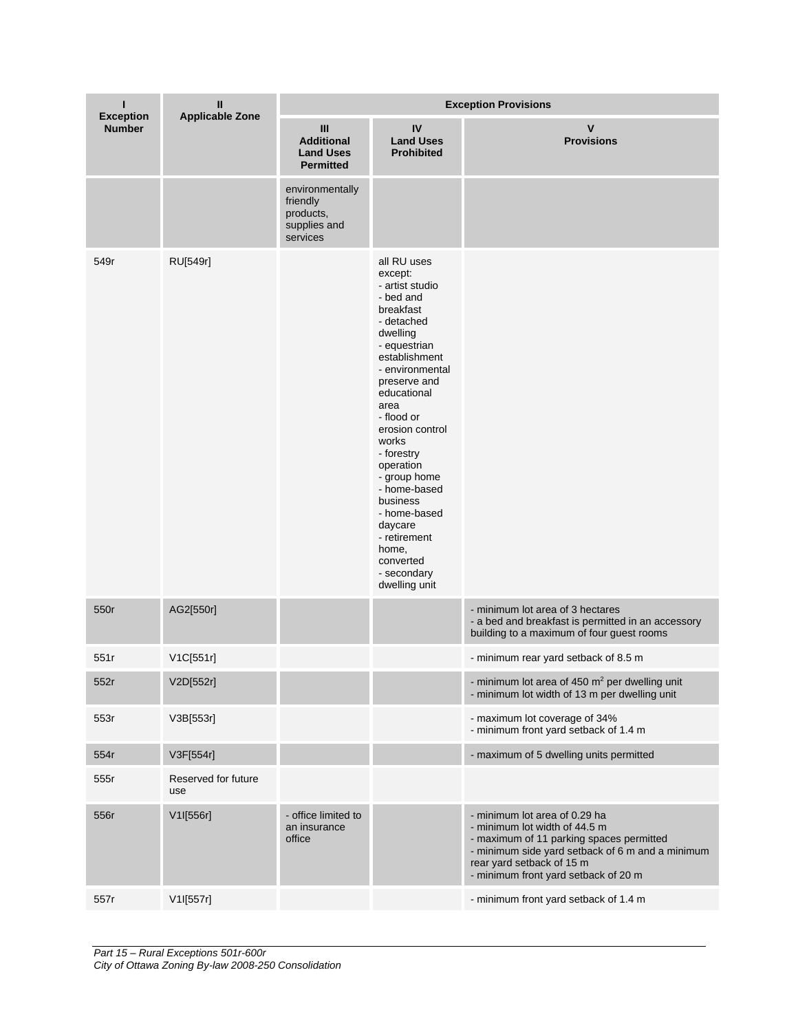| I<br>Exception Number | II<br>Applicable Zone | Exception Provisions | | |
|---|---|---|---|---|
| | | III<br>Additional Land Uses Permitted | IV<br>Land Uses Prohibited | V<br>Provisions |
| | | environmentally friendly products, supplies and services | | |
| 549r | RU[549r] | | all RU uses except:<br>- artist studio<br>- bed and breakfast<br>- detached dwelling<br>- equestrian establishment<br>- environmental preserve and educational area<br>- flood or erosion control works<br>- forestry operation<br>- group home<br>- home-based business<br>- home-based daycare<br>- retirement home, converted<br>- secondary dwelling unit | |
| 550r | AG2[550r] | | | - minimum lot area of 3 hectares<br>- a bed and breakfast is permitted in an accessory building to a maximum of four guest rooms |
| 551r | V1C[551r] | | | - minimum rear yard setback of 8.5 m |
| 552r | V2D[552r] | | | - minimum lot area of 450 $m^2$ per dwelling unit<br>- minimum lot width of 13 m per dwelling unit |
| 553r | V3B[553r] | | | - maximum lot coverage of 34%<br>- minimum front yard setback of 1.4 m |
| 554r | V3F[554r] | | | - maximum of 5 dwelling units permitted |
| 555r | Reserved for future use | | | |
| 556r | V1I[556r] | - office limited to an insurance office | | - minimum lot area of 0.29 ha<br>- minimum lot width of 44.5 m<br>- maximum of 11 parking spaces permitted<br>- minimum side yard setback of 6 m and a minimum rear yard setback of 15 m<br>- minimum front yard setback of 20 m |
| 557r | V1I[557r] | | | - minimum front yard setback of 1.4 m |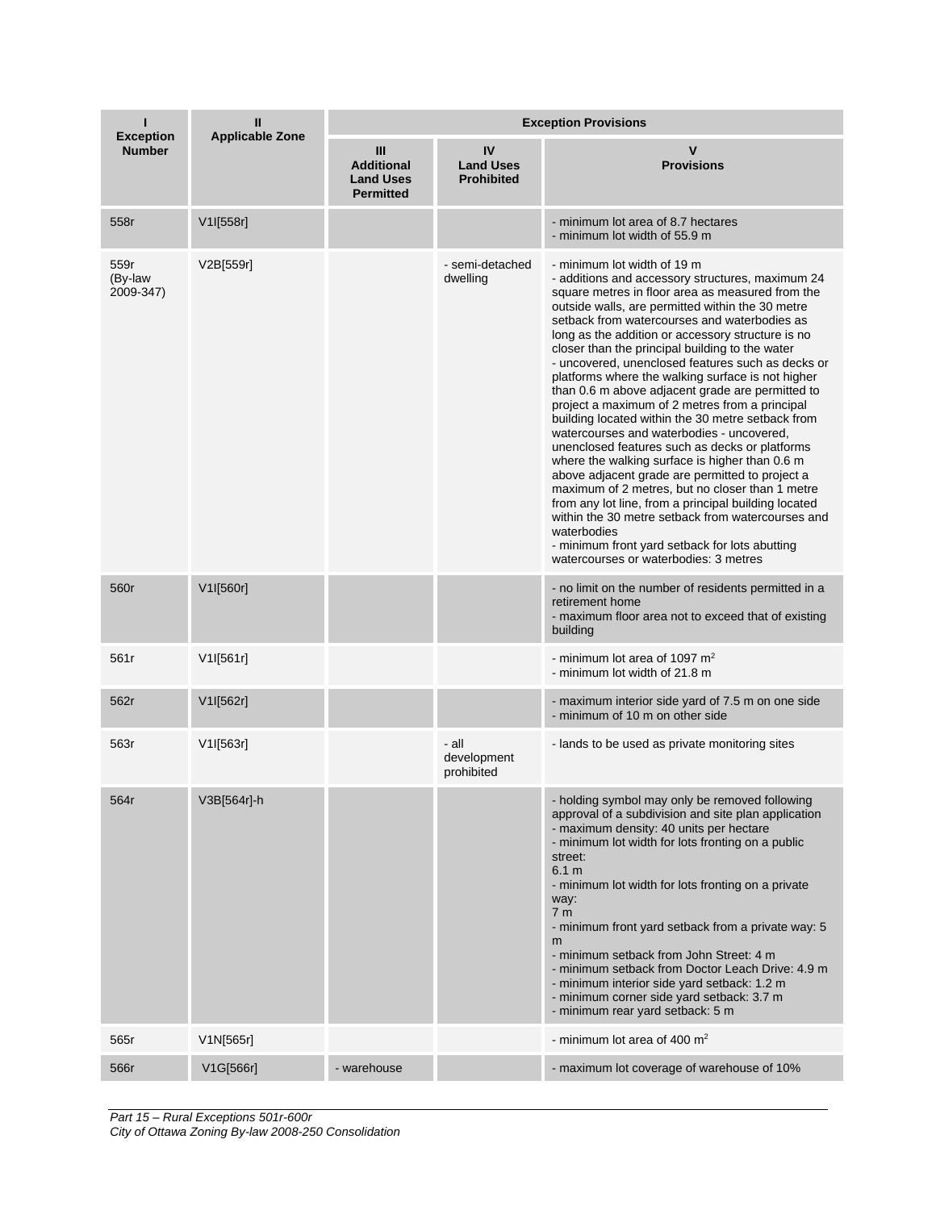| I<br>Exception Number | II<br>Applicable Zone | Exception Provisions | | |
|---|---|---|---|---|
| | | III<br>Additional Land Uses Permitted | IV<br>Land Uses Prohibited | V<br>Provisions |
| 558r | V1I[558r] | | | - minimum lot area of 8.7 hectares<br>- minimum lot width of 55.9 m |
| 559r (By-law 2009-347) | V2B[559r] | | - semi-detached dwelling | - minimum lot width of 19 m<br>- additions and accessory structures, maximum 24 square metres in floor area as measured from the outside walls, are permitted within the 30 metre setback from watercourses and waterbodies as long as the addition or accessory structure is no closer than the principal building to the water<br>- uncovered, unenclosed features such as decks or platforms where the walking surface is not higher than 0.6 m above adjacent grade are permitted to project a maximum of 2 metres from a principal building located within the 30 metre setback from watercourses and waterbodies - uncovered, unenclosed features such as decks or platforms where the walking surface is higher than 0.6 m above adjacent grade are permitted to project a maximum of 2 metres, but no closer than 1 metre from any lot line, from a principal building located within the 30 metre setback from watercourses and waterbodies<br>- minimum front yard setback for lots abutting watercourses or waterbodies: 3 metres |
| 560r | V1I[560r] | | | - no limit on the number of residents permitted in a retirement home<br>- maximum floor area not to exceed that of existing building |
| 561r | V1I[561r] | | | - minimum lot area of 1097 m$^2$<br>- minimum lot width of 21.8 m |
| 562r | V1I[562r] | | | - maximum interior side yard of 7.5 m on one side<br>- minimum of 10 m on other side |
| 563r | V1I[563r] | | - all development prohibited | - lands to be used as private monitoring sites |
| 564r | V3B[564r]-h | | | - holding symbol may only be removed following approval of a subdivision and site plan application<br>- maximum density: 40 units per hectare<br>- minimum lot width for lots fronting on a public street:<br>6.1 m<br>- minimum lot width for lots fronting on a private way:<br>7 m<br>- minimum front yard setback from a private way: 5 m<br>- minimum setback from John Street: 4 m<br>- minimum setback from Doctor Leach Drive: 4.9 m<br>- minimum interior side yard setback: 1.2 m<br>- minimum corner side yard setback: 3.7 m<br>- minimum rear yard setback: 5 m |
| 565r | V1N[565r] | | | - minimum lot area of 400 m$^2$ |
| 566r | V1G[566r] | - warehouse | | - maximum lot coverage of warehouse of 10% |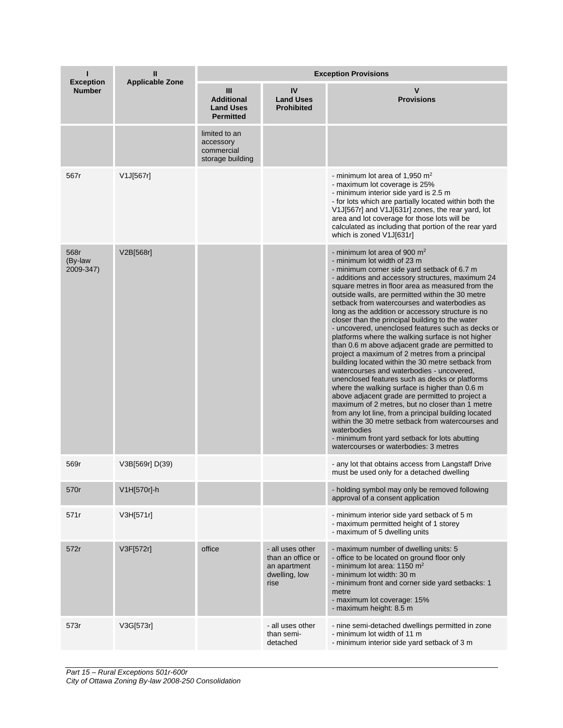| I<br>Exception Number | II<br>Applicable Zone | Exception Provisions | | |
|---|---|---|---|---|
| | | III<br>Additional Land Uses Permitted | IV<br>Land Uses Prohibited | V<br>Provisions |
| | | limited to an accessory commercial storage building | | |
| 567r | V1J[567r] | | | - minimum lot area of 1,950 m²<br>- maximum lot coverage is 25%<br>- minimum interior side yard is 2.5 m<br>- for lots which are partially located within both the V1J[567r] and V1J[631r] zones, the rear yard, lot area and lot coverage for those lots will be calculated as including that portion of the rear yard which is zoned V1J[631r] |
| 568r (By-law 2009-347) | V2B[568r] | | | - minimum lot area of 900 m²<br>- minimum lot width of 23 m<br>- minimum corner side yard setback of 6.7 m<br>- additions and accessory structures, maximum 24 square metres in floor area as measured from the outside walls, are permitted within the 30 metre setback from watercourses and waterbodies as long as the addition or accessory structure is no closer than the principal building to the water<br>- uncovered, unenclosed features such as decks or platforms where the walking surface is not higher than 0.6 m above adjacent grade are permitted to project a maximum of 2 metres from a principal building located within the 30 metre setback from watercourses and waterbodies - uncovered, unenclosed features such as decks or platforms where the walking surface is higher than 0.6 m above adjacent grade are permitted to project a maximum of 2 metres, but no closer than 1 metre from any lot line, from a principal building located within the 30 setback from watercourses and waterbodies<br>- minimum front yard setback for lots abutting watercourses or waterbodies: 3 metres |
| 569r | V3B[569r] D(39) | | | - any lot that obtains access from Langstaff Drive must be used only for a detached dwelling |
| 570r | V1H[570r]-h | | | - holding symbol may only be removed following approval of a consent application |
| 571r | V3H[571r] | | | - minimum interior side yard setback of 5 m<br>- maximum permitted height of 1 storey<br>- maximum of 5 dwelling units |
| 572r | V3F[572r] | office | - all uses other than an office or an apartment dwelling, low rise | - maximum number of dwelling units: 5<br>- office to be located on ground floor only<br>- minimum lot area: 1150 m²<br>- minimum lot width: 30 m<br>- minimum front and corner side yard setbacks: 1 metre<br>- maximum lot coverage: 15%<br>- maximum height: 8.5 m |
| 573r | V3G[573r] | | - all uses other than semi-detached | - nine semi-detached dwellings permitted in zone<br>- minimum lot width of 11 m<br>- minimum interior side yard setback of 3 m |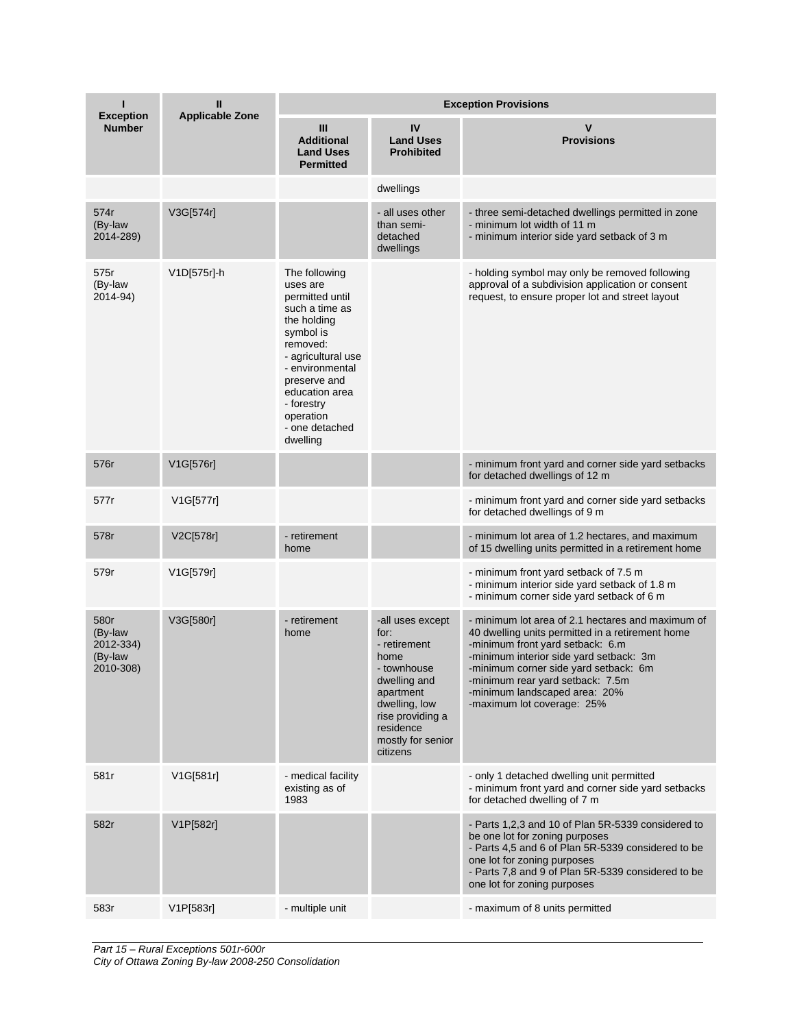| I<br>Exception Number | II<br>Applicable Zone | Exception Provisions | | |
|---|---|---|---|---|
| | | III<br>Additional Land Uses Permitted | IV<br>Land Uses Prohibited | V<br>Provisions |
| | | | dwellings | |
| 574r (By-law 2014-289) | V3G[574r] | | - all uses other than semi-detached dwellings | - three semi-detached dwellings permitted in zone<br>- minimum lot width of 11 m<br>- minimum interior side yard setback of 3 m |
| 575r (By-law 2014-94) | V1D[575r]-h | The following uses are permitted until such a time as the holding symbol is removed:<br>- agricultural use<br>- environmental preserve and education area<br>- forestry operation<br>- one detached dwelling | | - holding symbol may only be removed following approval of a subdivision application or consent request, to ensure proper lot and street layout |
| 576r | V1G[576r] | | | - minimum front yard and corner side yard setbacks for detached dwellings of 12 m |
| 577r | V1G[577r] | | | - minimum front yard and corner side yard setbacks for detached dwellings of 9 m |
| 578r | V2C[578r] | - retirement home | | - minimum lot area of 1.2 hectares, and maximum of 15 dwelling units permitted in a retirement home |
| 579r | V1G[579r] | | | - minimum front yard setback of 7.5 m<br>- minimum interior side yard setback of 1.8 m<br>- minimum corner side yard setback of 6 m |
| 580r (By-law 2012-334) (By-law 2010-308) | V3G[580r] | - retirement home | -all uses except for:<br>- retirement home<br>- townhouse dwelling and apartment dwelling, low rise providing a residence mostly for senior citizens | - minimum lot area of 2.1 hectares and maximum of 40 dwelling units permitted in a retirement home<br>-minimum front yard setback: 6.m<br>-minimum interior side yard setback: 3m<br>-minimum corner side yard setback: 6m<br>-minimum rear yard setback: 7.5m<br>-minimum landscaped area: 20%<br>-maximum lot coverage: 25% |
| 581r | V1G[581r] | - medical facility existing as of 1983 | | - only 1 detached dwelling unit permitted<br>- minimum front yard and corner side yard setbacks for detached dwelling of 7 m |
| 582r | V1P[582r] | | | - Parts 1,2,3 and 10 of Plan 5R-5339 considered to be one lot for zoning purposes<br>- Parts 4,5 and 6 of Plan 5R-5339 considered to be one lot for zoning purposes<br>- Parts 7,8 and 9 of Plan 5R-5339 considered to be one lot for zoning purposes |
| 583r | V1P[583r] | - multiple unit | | - maximum of 8 units permitted |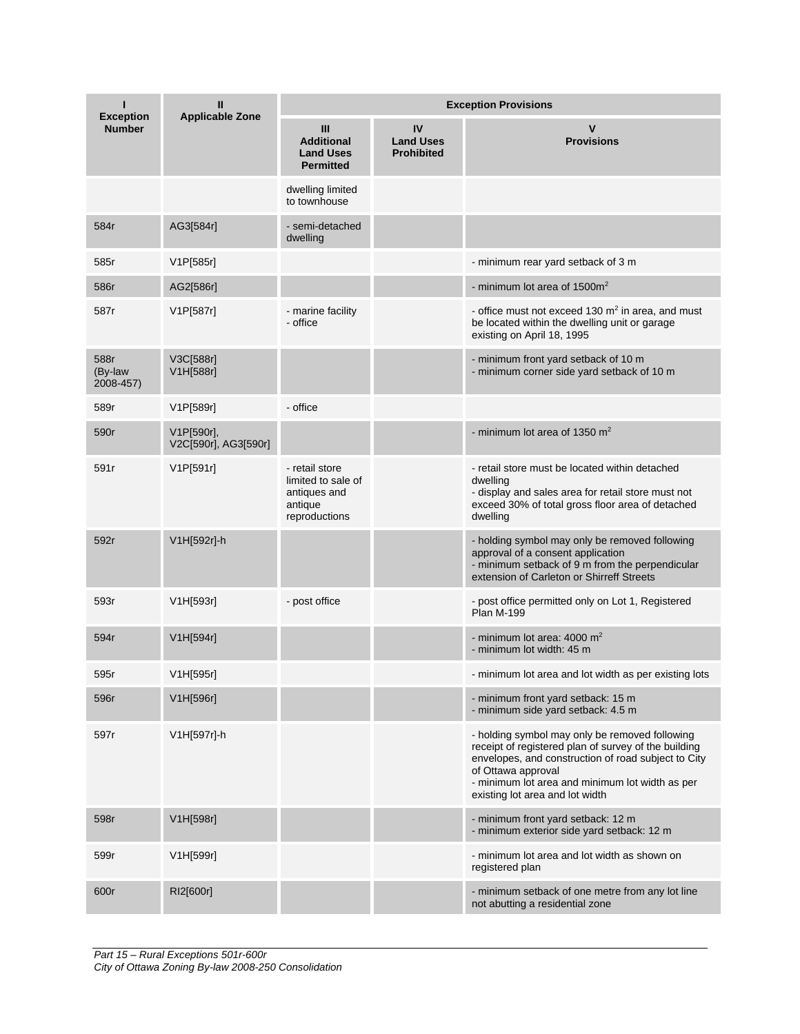| I<br>Exception Number | II<br>Applicable Zone | Exception Provisions | | |
|---|---|---|---|---|
| | | III<br>Additional Land Uses Permitted | IV<br>Land Uses Prohibited | V<br>Provisions |
| | | dwelling limited to townhouse | | |
| 584r | AG3[584r] | - semi-detached dwelling | | |
| 585r | V1P[585r] | | | - minimum rear yard setback of 3 m |
| 586r | AG2[586r] | | | - minimum lot area of 1500m$^2$ |
| 587r | V1P[587r] | - marine facility<br>- office | | - office must not exceed 130 m$^2$ in area, and must be located within the dwelling unit or garage existing on April 18, 1995 |
| 588r (By-law 2008-457) | V3C[588r]<br>V1H[588r] | | | - minimum front yard setback of 10 m<br>- minimum corner side yard setback of 10 m |
| 589r | V1P[589r] | - office | | |
| 590r | V1P[590r], V2C[590r], AG3[590r] | | | - minimum lot area of 1350 m$^2$ |
| 591r | V1P[591r] | - retail store limited to sale of antiques and antique reproductions | | - retail store must be located within detached dwelling<br>- display and sales area for retail store must not exceed 30% of total gross floor area of detached dwelling |
| 592r | V1H[592r]-h | | | - holding symbol may only be removed following approval of a consent application<br>- minimum setback of 9 m from the perpendicular extension of Carleton or Shirreff Streets |
| 593r | V1H[593r] | - post office | | - post office permitted only on Lot 1, Registered Plan M-199 |
| 594r | V1H[594r] | | | - minimum lot area: 4000 m$^2$<br>- minimum lot width: 45 m |
| 595r | V1H[595r] | | | - minimum lot area and lot width as per existing lots |
| 596r | V1H[596r] | | | - minimum front yard setback: 15 m<br>- minimum side yard setback: 4.5 m |
| 597r | V1H[597r]-h | | | - holding symbol may only be removed following receipt of registered plan of survey of the building envelopes, and construction of road subject to City of Ottawa approval<br>- minimum lot area and minimum lot width as per existing lot area and lot width |
| 598r | V1H[598r] | | | - minimum front yard setback: 12 m<br>- minimum exterior side yard setback: 12 m |
| 599r | V1H[599r] | | | - minimum lot area and lot width as shown on registered plan |
| 600r | RI2[600r] | | | - minimum setback of one metre from any lot line not abutting a residential zone |